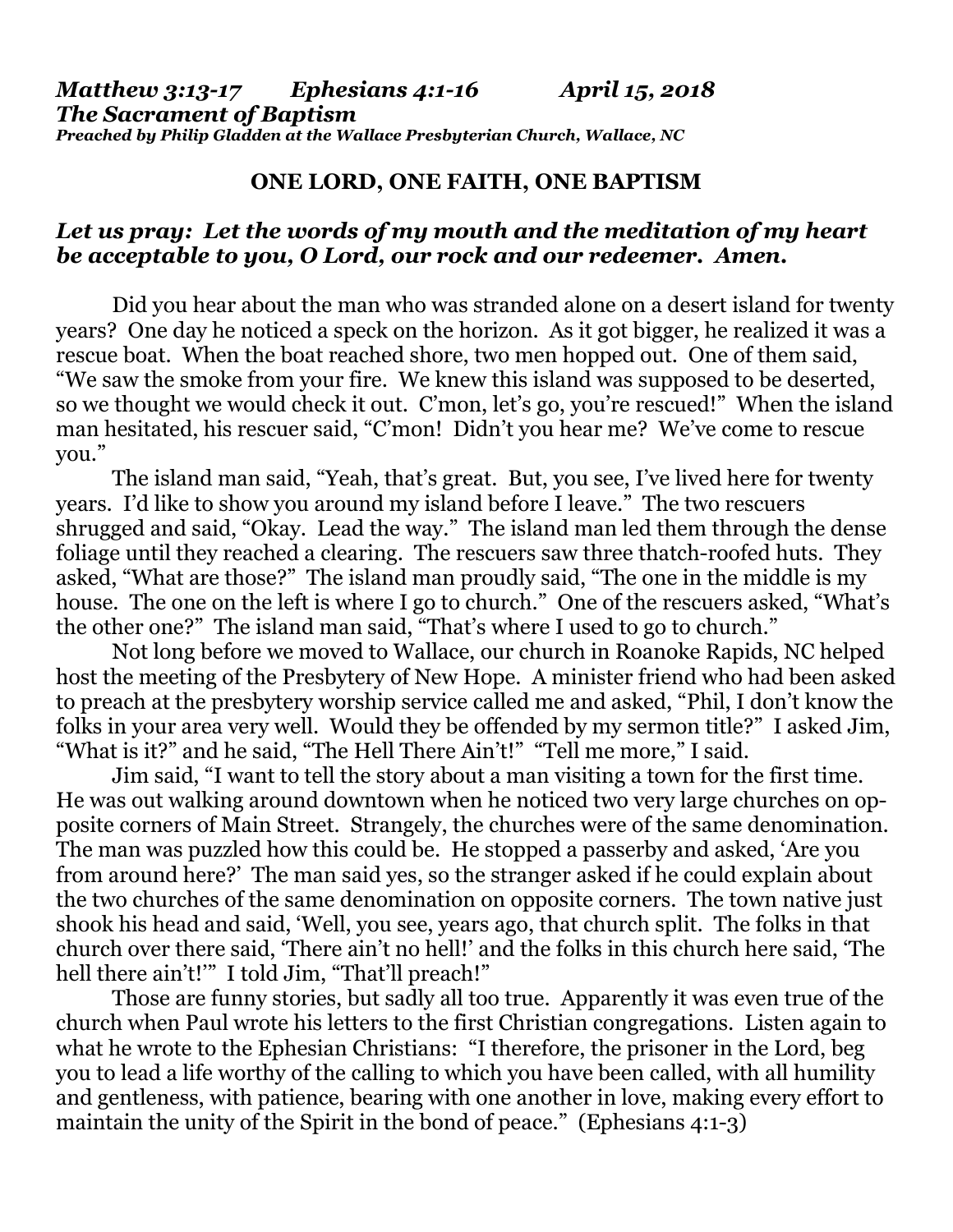*Matthew 3:13-17 Ephesians 4:1-16 April 15, 2018*
***The Sacrament of Baptism***
***Preached by Philip Gladden at the Wallace Presbyterian Church, Wallace, NC***

# ONE LORD, ONE FAITH, ONE BAPTISM

***Let us pray: Let the words of my mouth and the meditation of my heart be acceptable to you, O Lord, our rock and our redeemer. Amen.***

Did you hear about the man who was stranded alone on a desert island for twenty years? One day he noticed a speck on the horizon. As it got bigger, he realized it was a rescue boat. When the boat reached shore, two men hopped out. One of them said, "We saw the smoke from your fire. We knew this island was supposed to be deserted, so we thought we would check it out. C'mon, let's go, you're rescued!" When the island man hesitated, his rescuer said, "C'mon! Didn't you hear me? We've come to rescue you."

The island man said, "Yeah, that's great. But, you see, I've lived here for twenty years. I'd like to show you around my island before I leave." The two rescuers shrugged and said, "Okay. Lead the way." The island man led them through the dense foliage until they reached a clearing. The rescuers saw three thatch-roofed huts. They asked, "What are those?" The island man proudly said, "The one in the middle is my house. The one on the left is where I go to church." One of the rescuers asked, "What's the other one?" The island man said, "That's where I used to go to church."

Not long before we moved to Wallace, our church in Roanoke Rapids, NC helped host the meeting of the Presbytery of New Hope. A minister friend who had been asked to preach at the presbytery worship service called me and asked, "Phil, I don't know the folks in your area very well. Would they be offended by my sermon title?" I asked Jim, "What is it?" and he said, "The Hell There Ain't!" "Tell me more," I said.

Jim said, "I want to tell the story about a man visiting a town for the first time. He was out walking around downtown when he noticed two very large churches on opposite corners of Main Street. Strangely, the churches were of the same denomination. The man was puzzled how this could be. He stopped a passerby and asked, 'Are you from around here?' The man said yes, so the stranger asked if he could explain about the two churches of the same denomination on opposite corners. The town native just shook his head and said, 'Well, you see, years ago, that church split. The folks in that church over there said, 'There ain't no hell!' and the folks in this church here said, 'The hell there ain't!'" I told Jim, "That'll preach!"

Those are funny stories, but sadly all too true. Apparently it was even true of the church when Paul wrote his letters to the first Christian congregations. Listen again to what he wrote to the Ephesian Christians: "I therefore, the prisoner in the Lord, beg you to lead a life worthy of the calling to which you have been called, with all humility and gentleness, with patience, bearing with one another in love, making every effort to maintain the unity of the Spirit in the bond of peace." (Ephesians 4:1-3)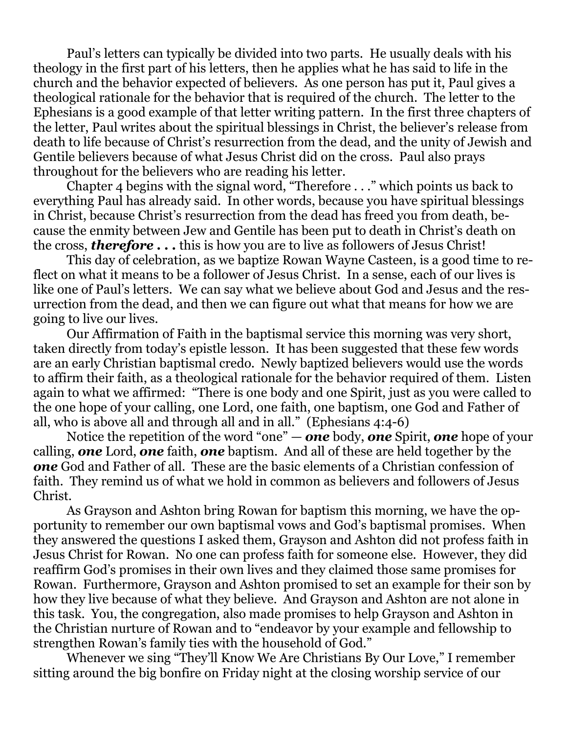Paul's letters can typically be divided into two parts. He usually deals with his theology in the first part of his letters, then he applies what he has said to life in the church and the behavior expected of believers. As one person has put it, Paul gives a theological rationale for the behavior that is required of the church. The letter to the Ephesians is a good example of that letter writing pattern. In the first three chapters of the letter, Paul writes about the spiritual blessings in Christ, the believer's release from death to life because of Christ's resurrection from the dead, and the unity of Jewish and Gentile believers because of what Jesus Christ did on the cross. Paul also prays throughout for the believers who are reading his letter.

Chapter 4 begins with the signal word, "Therefore . . ." which points us back to everything Paul has already said. In other words, because you have spiritual blessings in Christ, because Christ's resurrection from the dead has freed you from death, because the enmity between Jew and Gentile has been put to death in Christ's death on the cross, ***therefore . . .*** this is how you are to live as followers of Jesus Christ!

This day of celebration, as we baptize Rowan Wayne Casteen, is a good time to reflect on what it means to be a follower of Jesus Christ. In a sense, each of our lives is like one of Paul's letters. We can say what we believe about God and Jesus and the resurrection from the dead, and then we can figure out what that means for how we are going to live our lives.

Our Affirmation of Faith in the baptismal service this morning was very short, taken directly from today's epistle lesson. It has been suggested that these few words are an early Christian baptismal credo. Newly baptized believers would use the words to affirm their faith, as a theological rationale for the behavior required of them. Listen again to what we affirmed: "There is one body and one Spirit, just as you were called to the one hope of your calling, one Lord, one faith, one baptism, one God and Father of all, who is above all and through all and in all." (Ephesians 4:4-6)

Notice the repetition of the word "one" — ***one*** body, ***one*** Spirit, ***one*** hope of your calling, ***one*** Lord, ***one*** faith, ***one*** baptism. And all of these are held together by the ***one*** God and Father of all. These are the basic elements of a Christian confession of faith. They remind us of what we hold in common as believers and followers of Jesus Christ.

As Grayson and Ashton bring Rowan for baptism this morning, we have the opportunity to remember our own baptismal vows and God's baptismal promises. When they answered the questions I asked them, Grayson and Ashton did not profess faith in Jesus Christ for Rowan. No one can profess faith for someone else. However, they did reaffirm God's promises in their own lives and they claimed those same promises for Rowan. Furthermore, Grayson and Ashton promised to set an example for their son by how they live because of what they believe. And Grayson and Ashton are not alone in this task. You, the congregation, also made promises to help Grayson and Ashton in the Christian nurture of Rowan and to "endeavor by your example and fellowship to strengthen Rowan's family ties with the household of God."

Whenever we sing "They'll Know We Are Christians By Our Love," I remember sitting around the big bonfire on Friday night at the closing worship service of our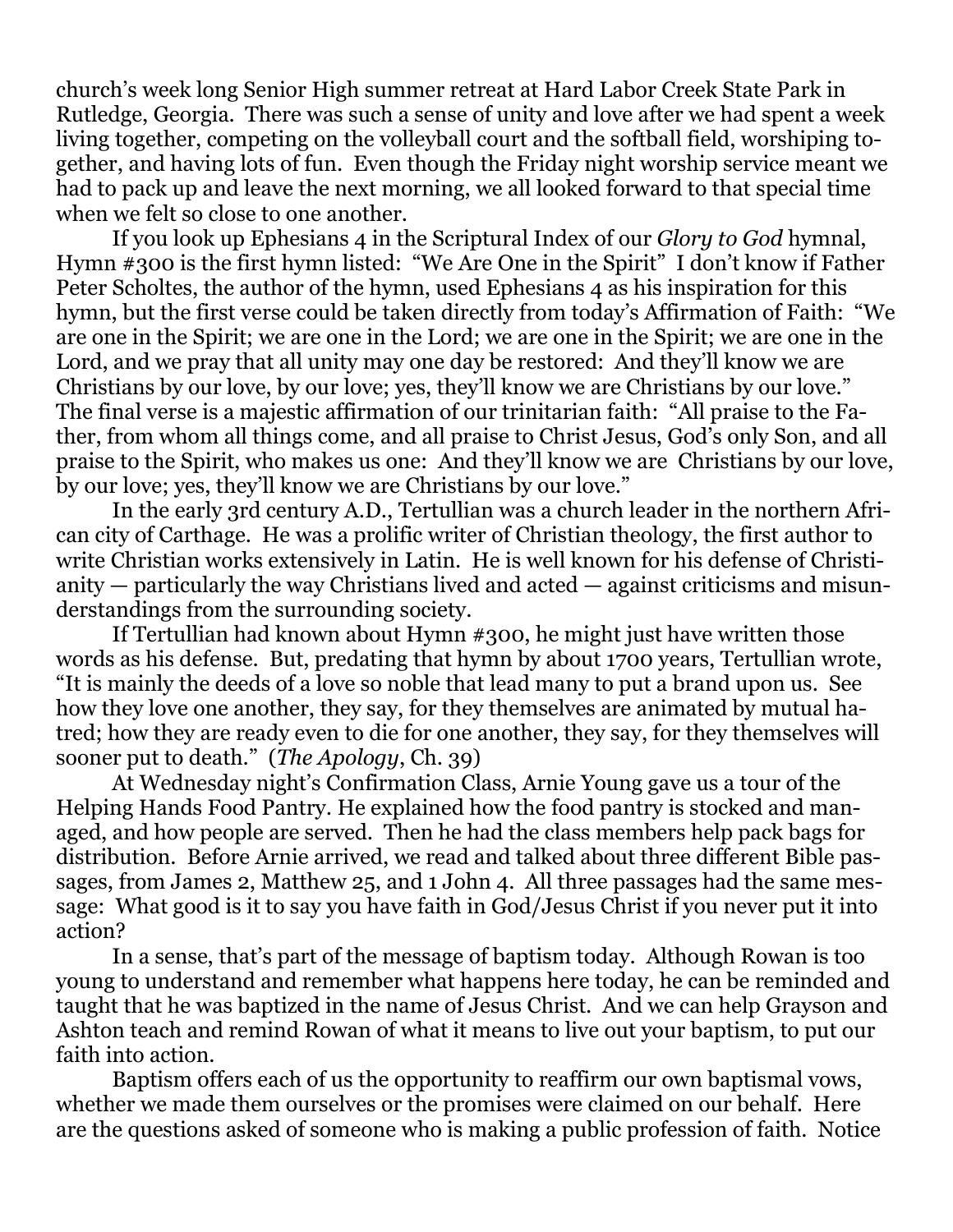church's week long Senior High summer retreat at Hard Labor Creek State Park in Rutledge, Georgia. There was such a sense of unity and love after we had spent a week living together, competing on the volleyball court and the softball field, worshiping together, and having lots of fun. Even though the Friday night worship service meant we had to pack up and leave the next morning, we all looked forward to that special time when we felt so close to one another.

If you look up Ephesians 4 in the Scriptural Index of our *Glory to God* hymnal, Hymn #300 is the first hymn listed: "We Are One in the Spirit" I don't know if Father Peter Scholtes, the author of the hymn, used Ephesians 4 as his inspiration for this hymn, but the first verse could be taken directly from today's Affirmation of Faith: "We are one in the Spirit; we are one in the Lord; we are one in the Spirit; we are one in the Lord, and we pray that all unity may one day be restored: And they'll know we are Christians by our love, by our love; yes, they'll know we are Christians by our love." The final verse is a majestic affirmation of our trinitarian faith: "All praise to the Father, from whom all things come, and all praise to Christ Jesus, God's only Son, and all praise to the Spirit, who makes us one: And they'll know we are Christians by our love, by our love; yes, they'll know we are Christians by our love."

In the early 3rd century A.D., Tertullian was a church leader in the northern African city of Carthage. He was a prolific writer of Christian theology, the first author to write Christian works extensively in Latin. He is well known for his defense of Christianity — particularly the way Christians lived and acted — against criticisms and misunderstandings from the surrounding society.

If Tertullian had known about Hymn #300, he might just have written those words as his defense. But, predating that hymn by about 1700 years, Tertullian wrote, "It is mainly the deeds of a love so noble that lead many to put a brand upon us. See how they love one another, they say, for they themselves are animated by mutual hatred; how they are ready even to die for one another, they say, for they themselves will sooner put to death." (*The Apology*, Ch. 39)

At Wednesday night's Confirmation Class, Arnie Young gave us a tour of the Helping Hands Food Pantry. He explained how the food pantry is stocked and managed, and how people are served. Then he had the class members help pack bags for distribution. Before Arnie arrived, we read and talked about three different Bible passages, from James 2, Matthew 25, and 1 John 4. All three passages had the same message: What good is it to say you have faith in God/Jesus Christ if you never put it into action?

In a sense, that's part of the message of baptism today. Although Rowan is too young to understand and remember what happens here today, he can be reminded and taught that he was baptized in the name of Jesus Christ. And we can help Grayson and Ashton teach and remind Rowan of what it means to live out your baptism, to put our faith into action.

Baptism offers each of us the opportunity to reaffirm our own baptismal vows, whether we made them ourselves or the promises were claimed on our behalf. Here are the questions asked of someone who is making a public profession of faith. Notice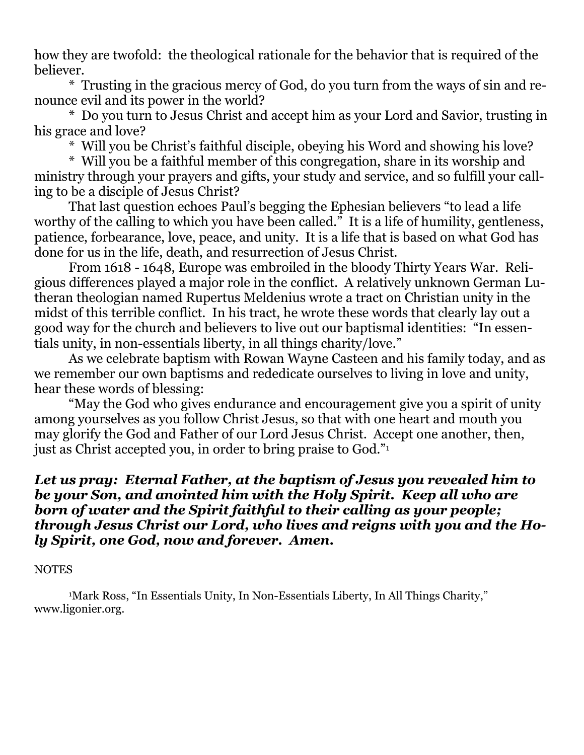how they are twofold: the theological rationale for the behavior that is required of the believer.

* Trusting in the gracious mercy of God, do you turn from the ways of sin and renounce evil and its power in the world?

* Do you turn to Jesus Christ and accept him as your Lord and Savior, trusting in his grace and love?

* Will you be Christ's faithful disciple, obeying his Word and showing his love?

* Will you be a faithful member of this congregation, share in its worship and ministry through your prayers and gifts, your study and service, and so fulfill your calling to be a disciple of Jesus Christ?

That last question echoes Paul's begging the Ephesian believers "to lead a life worthy of the calling to which you have been called." It is a life of humility, gentleness, patience, forbearance, love, peace, and unity. It is a life that is based on what God has done for us in the life, death, and resurrection of Jesus Christ.

From 1618 - 1648, Europe was embroiled in the bloody Thirty Years War. Religious differences played a major role in the conflict. A relatively unknown German Lutheran theologian named Rupertus Meldenius wrote a tract on Christian unity in the midst of this terrible conflict. In his tract, he wrote these words that clearly lay out a good way for the church and believers to live out our baptismal identities: "In essentials unity, in non-essentials liberty, in all things charity/love."

As we celebrate baptism with Rowan Wayne Casteen and his family today, and as we remember our own baptisms and rededicate ourselves to living in love and unity, hear these words of blessing:

"May the God who gives endurance and encouragement give you a spirit of unity among yourselves as you follow Christ Jesus, so that with one heart and mouth you may glorify the God and Father of our Lord Jesus Christ. Accept one another, then, just as Christ accepted you, in order to bring praise to God."[1]

***Let us pray: Eternal Father, at the baptism of Jesus you revealed him to be your Son, and anointed him with the Holy Spirit. Keep all who are born of water and the Spirit faithful to their calling as your people; through Jesus Christ our Lord, who lives and reigns with you and the Holy Spirit, one God, now and forever. Amen.***

NOTES

[1]Mark Ross, "In Essentials Unity, In Non-Essentials Liberty, In All Things Charity," www.ligonier.org.